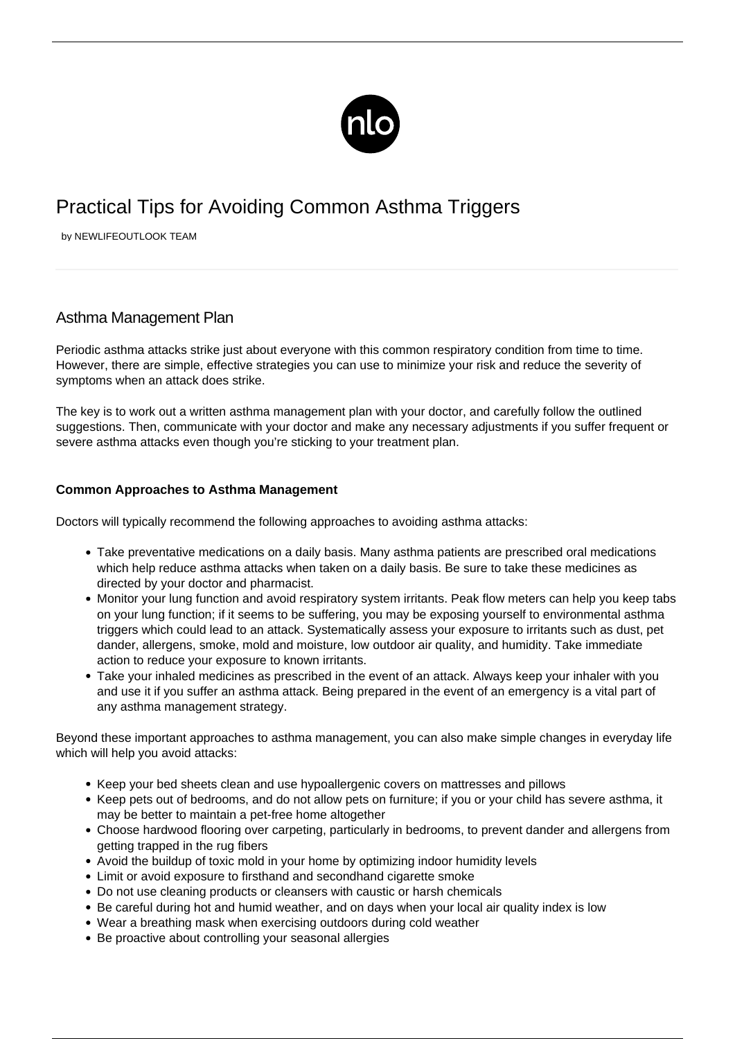# Practical Tips for Avoiding Common Asthma Triggers

by NEWLIFEOUTLOOK TEAM

## Asthma Management Plan

Periodic asthma attacks strike just about everyone with this common respiratory condition from time to time. However, there are simple, effective strategies you can use to minimize your risk and reduce the severity of symptoms when an attack does strike.

The key is to work out a written asthma management plan with your doctor, and carefully follow the outlined suggestions. Then, communicate with your doctor and make any necessary adjustments if you suffer frequent or severe asthma attacks even though you're sticking to your treatment plan.

### Common Approaches to Asthma Management

Doctors will typically recommend the following approaches to avoiding asthma attacks:

- Take preventative medications on a daily basis. Many asthma patients are prescribed oral medications which help reduce asthma attacks when taken on a daily basis. Be sure to take these medicines as directed by your doctor and pharmacist.
- Monitor your lung function and avoid respiratory system irritants. Peak flow meters can help you keep tabs on your lung function; if it seems to be suffering, you may be exposing yourself to environmental asthma triggers which could lead to an attack. Systematically assess your exposure to irritants such as dust, pet dander, allergens, smoke, mold and moisture, low outdoor air quality, and humidity. Take immediate action to reduce your exposure to known irritants.
- Take your inhaled medicines as prescribed in the event of an attack. Always keep your inhaler with you and use it if you suffer an asthma attack. Being prepared in the event of an emergency is a vital part of any asthma management strategy.

Beyond these important approaches to asthma management, you can also make simple changes in everyday life which will help you avoid attacks:

- Keep your bed sheets clean and use hypoallergenic covers on mattresses and pillows
- Keep pets out of bedrooms, and do not allow pets on furniture; if you or your child has severe asthma, it may be better to maintain a pet-free home altogether
- Choose hardwood flooring over carpeting, particularly in bedrooms, to prevent dander and allergens from getting trapped in the rug fibers
- Avoid the buildup of toxic mold in your home by optimizing indoor humidity levels
- Limit or avoid exposure to firsthand and secondhand cigarette smoke
- Do not use cleaning products or cleansers with caustic or harsh chemicals
- Be careful during hot and humid weather, and on days when your local air quality index is low
- Wear a breathing mask when exercising outdoors during cold weather
- Be proactive about controlling your seasonal allergies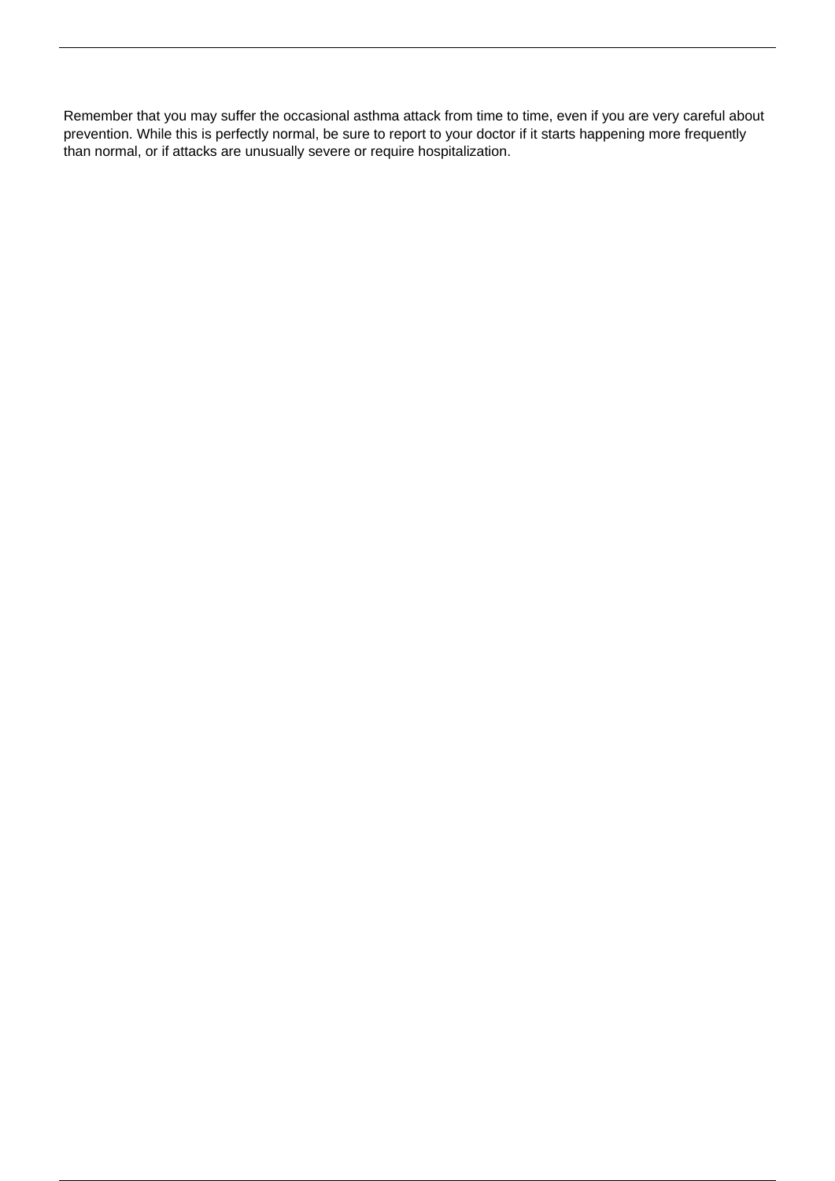Remember that you may suffer the occasional asthma attack from time to time, even if you are very careful about prevention. While this is perfectly normal, be sure to report to your doctor if it starts happening more frequently than normal, or if attacks are unusually severe or require hospitalization.